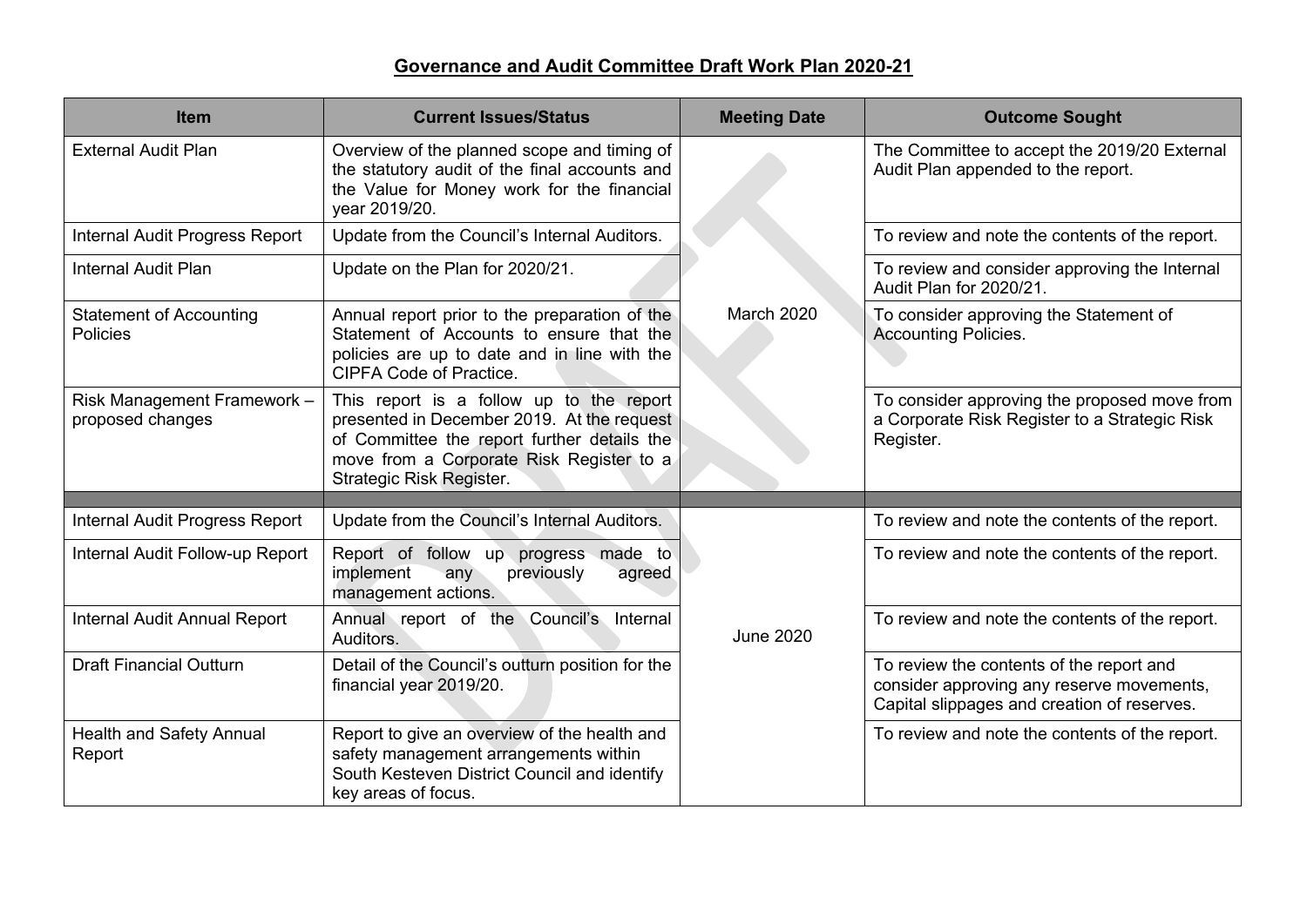## Governance and Audit Committee Draft Work Plan 2020-21

| Item | Current Issues/Status | Meeting Date | Outcome Sought |
|---|---|---|---|
| External Audit Plan | Overview of the planned scope and timing of the statutory audit of the final accounts and the Value for Money work for the financial year 2019/20. | March 2020 | The Committee to accept the 2019/20 External Audit Plan appended to the report. |
| Internal Audit Progress Report | Update from the Council's Internal Auditors. | | To review and note the contents of the report. |
| Internal Audit Plan | Update on the Plan for 2020/21. | | To review and consider approving the Internal Audit Plan for 2020/21. |
| Statement of Accounting Policies | Annual report prior to the preparation of the Statement of Accounts to ensure that the policies are up to date and in line with the CIPFA Code of Practice. | | To consider approving the Statement of Accounting Policies. |
| Risk Management Framework – proposed changes | This report is a follow up to the report presented in December 2019. At the request of Committee the report further details the move from a Corporate Risk Register to a Strategic Risk Register. | | To consider approving the proposed move from a Corporate Risk Register to a Strategic Risk Register. |
| | | | |
| Internal Audit Progress Report | Update from the Council's Internal Auditors. | June 2020 | To review and note the contents of the report. |
| Internal Audit Follow-up Report | Report of follow up progress made to implement any previously agreed management actions. | | To review and note the contents of the report. |
| Internal Audit Annual Report | Annual report of the Council's Internal Auditors. | | To review and note the contents of the report. |
| Draft Financial Outturn | Detail of the Council's outturn position for the financial year 2019/20. | | To review the contents of the report and consider approving any reserve movements, Capital slippages and creation of reserves. |
| Health and Safety Annual Report | Report to give an overview of the health and safety management arrangements within South Kesteven District Council and identify key areas of focus. | | To review and note the contents of the report. |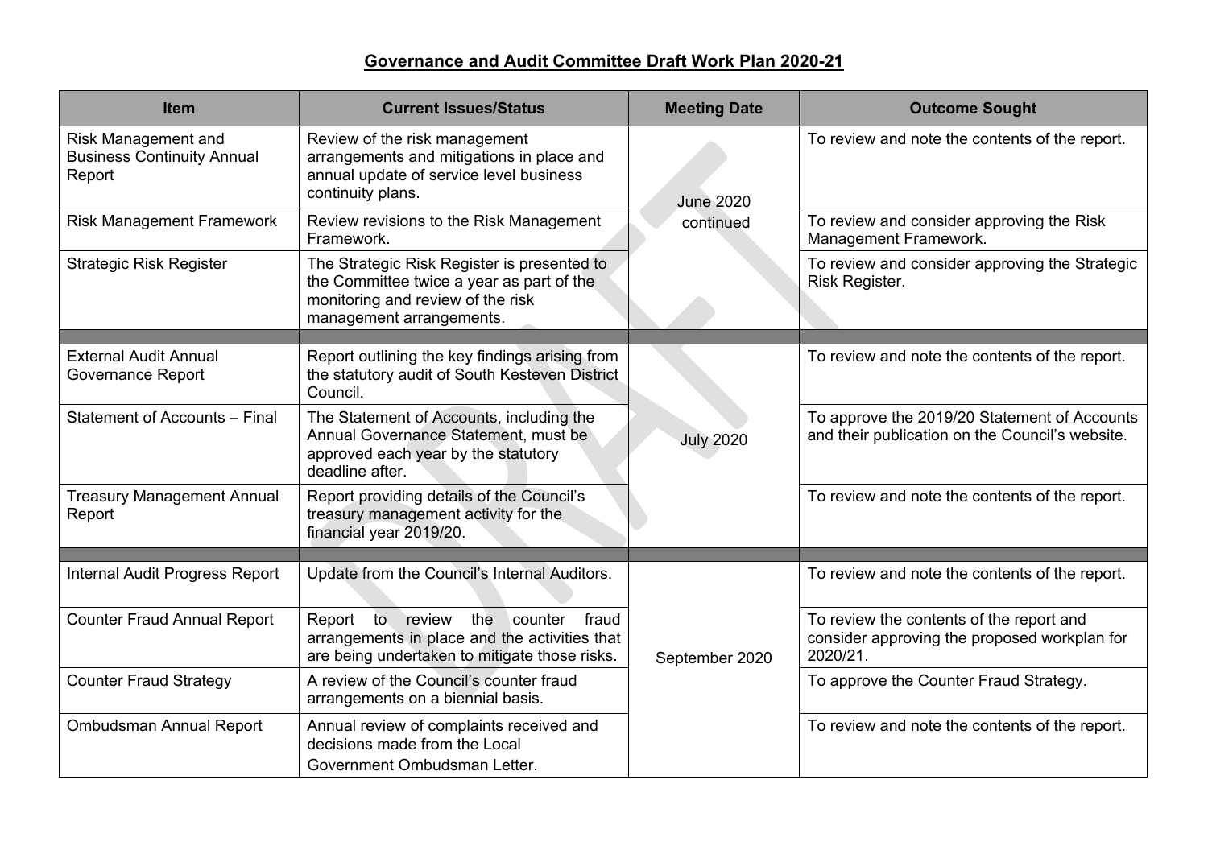## Governance and Audit Committee Draft Work Plan 2020-21

| Item | Current Issues/Status | Meeting Date | Outcome Sought |
|---|---|---|---|
| Risk Management and Business Continuity Annual Report | Review of the risk management arrangements and mitigations in place and annual update of service level business continuity plans. | June 2020 continued | To review and note the contents of the report. |
| Risk Management Framework | Review revisions to the Risk Management Framework. | | To review and consider approving the Risk Management Framework. |
| Strategic Risk Register | The Strategic Risk Register is presented to the Committee twice a year as part of the monitoring and review of the risk management arrangements. | | To review and consider approving the Strategic Risk Register. |
| | | | |
| External Audit Annual Governance Report | Report outlining the key findings arising from the statutory audit of South Kesteven District Council. | July 2020 | To review and note the contents of the report. |
| Statement of Accounts – Final | The Statement of Accounts, including the Annual Governance Statement, must be approved each year by the statutory deadline after. | | To approve the 2019/20 Statement of Accounts and their publication on the Council's website. |
| Treasury Management Annual Report | Report providing details of the Council's treasury management activity for the financial year 2019/20. | | To review and note the contents of the report. |
| | | | |
| Internal Audit Progress Report | Update from the Council's Internal Auditors. | September 2020 | To review and note the contents of the report. |
| Counter Fraud Annual Report | Report to review the counter fraud arrangements in place and the activities that are being undertaken to mitigate those risks. | | To review the contents of the report and consider approving the proposed workplan for 2020/21. |
| Counter Fraud Strategy | A review of the Council's counter fraud arrangements on a biennial basis. | | To approve the Counter Fraud Strategy. |
| Ombudsman Annual Report | Annual review of complaints received and decisions made from the Local Government Ombudsman Letter. | | To review and note the contents of the report. |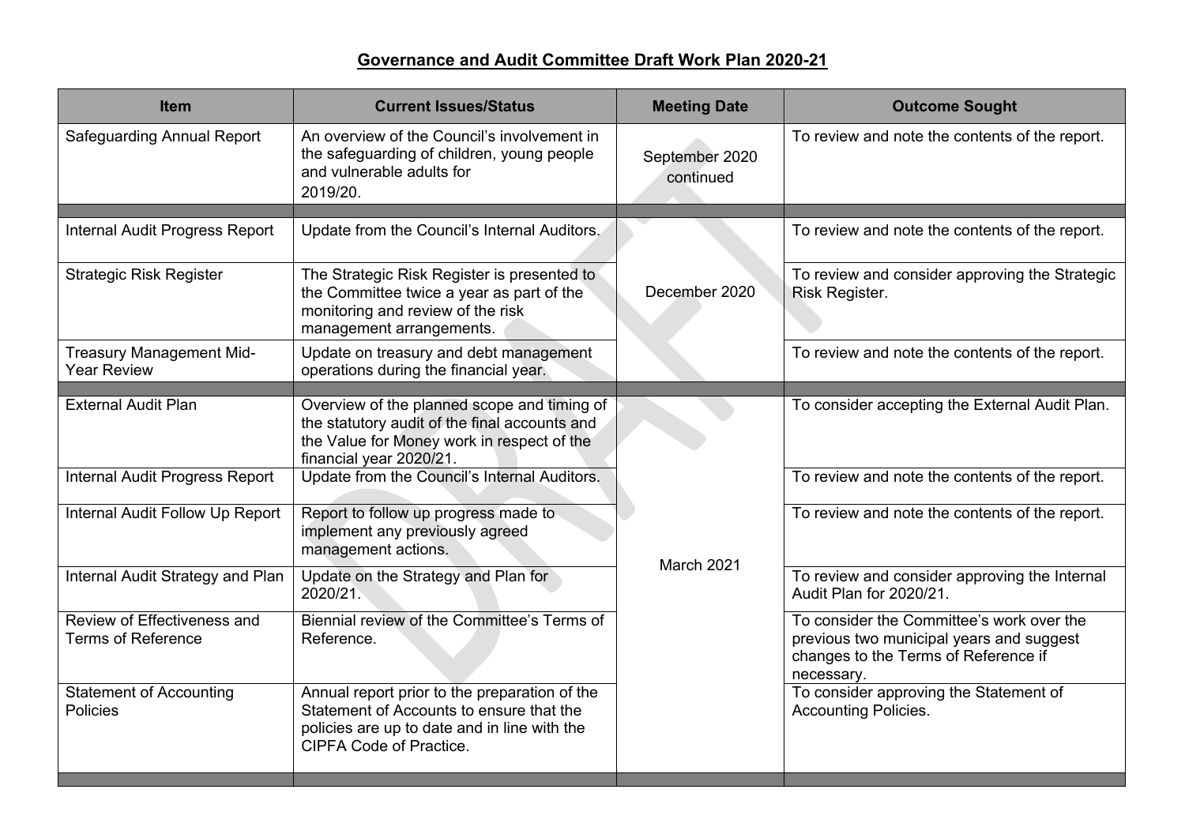**Governance and Audit Committee Draft Work Plan 2020-21**

| Item | Current Issues/Status | Meeting Date | Outcome Sought |
|---|---|---|---|
| Safeguarding Annual Report | An overview of the Council's involvement in the safeguarding of children, young people and vulnerable adults for 2019/20. | September 2020 continued | To review and note the contents of the report. |
| | | | |
| Internal Audit Progress Report | Update from the Council's Internal Auditors. | December 2020 | To review and note the contents of the report. |
| Strategic Risk Register | The Strategic Risk Register is presented to the Committee twice a year as part of the monitoring and review of the risk management arrangements. | | To review and consider approving the Strategic Risk Register. |
| Treasury Management Mid-Year Review | Update on treasury and debt management operations during the financial year. | | To review and note the contents of the report. |
| | | | |
| External Audit Plan | Overview of the planned scope and timing of the statutory audit of the final accounts and the Value for Money work in respect of the financial year 2020/21. | March 2021 | To consider accepting the External Audit Plan. |
| Internal Audit Progress Report | Update from the Council's Internal Auditors. | | To review and note the contents of the report. |
| Internal Audit Follow Up Report | Report to follow up progress made to implement any previously agreed management actions. | | To review and note the contents of the report. |
| Internal Audit Strategy and Plan | Update on the Strategy and Plan for 2020/21. | | To review and consider approving the Internal Audit Plan for 2020/21. |
| Review of Effectiveness and Terms of Reference | Biennial review of the Committee's Terms of Reference. | | To consider the Committee's work over the previous two municipal years and suggest changes to the Terms of Reference if necessary. |
| Statement of Accounting Policies | Annual report prior to the preparation of the Statement of Accounts to ensure that the policies are up to date and in line with the CIPFA Code of Practice. | | To consider approving the Statement of Accounting Policies. |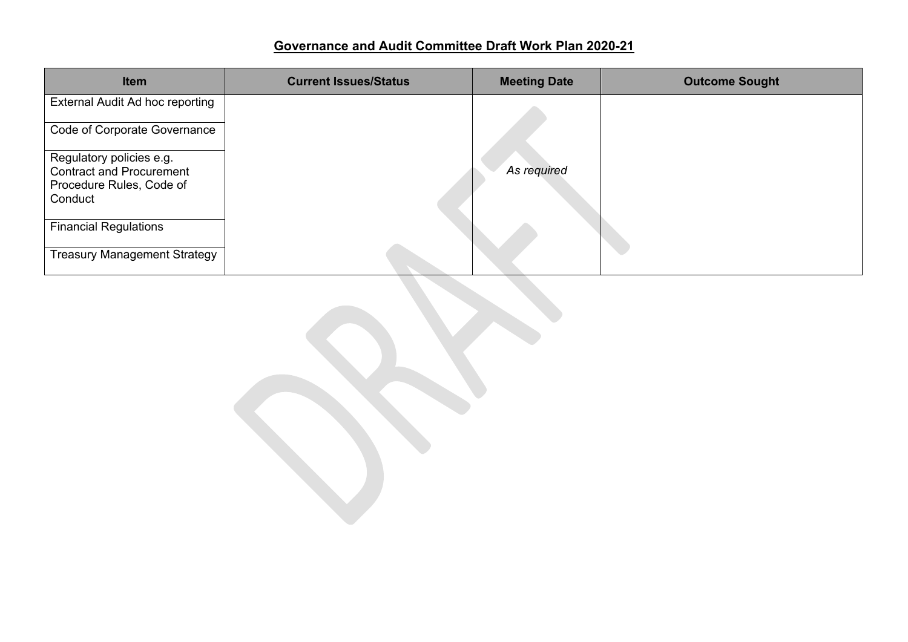**Governance and Audit Committee Draft Work Plan 2020-21**

| Item | Current Issues/Status | Meeting Date | Outcome Sought |
|---|---|---|---|
| External Audit Ad hoc reporting | | | |
| Code of Corporate Governance | | | |
| Regulatory policies e.g. Contract and Procurement Procedure Rules, Code of Conduct | | *As required* | |
| Financial Regulations | | | |
| Treasury Management Strategy | | | |